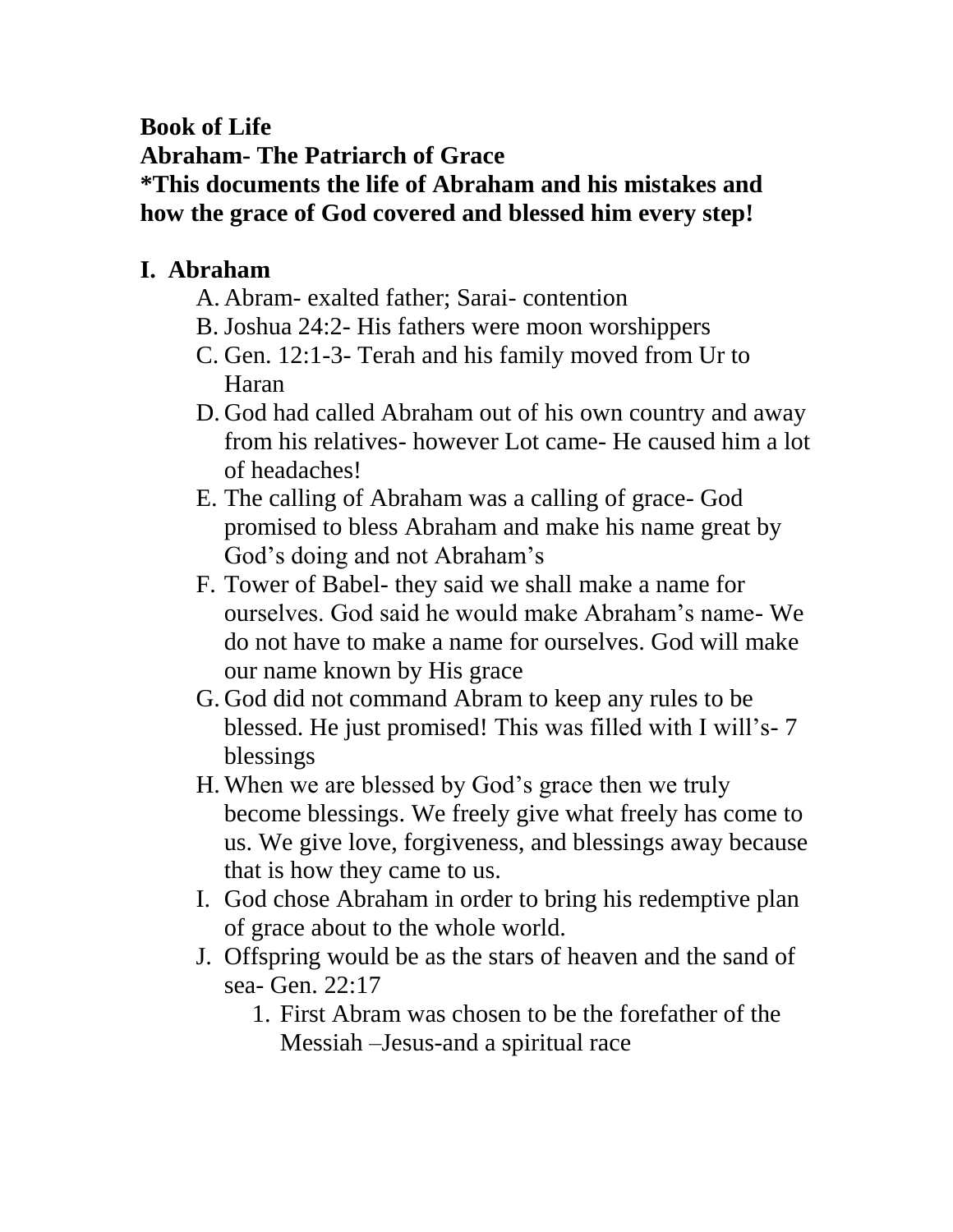**Book of Life**

**Abraham- The Patriarch of Grace**

***This documents the life of Abraham and his mistakes and how the grace of God covered and blessed him every step!**

## I. Abraham

A. Abram- exalted father; Sarai- contention

B. Joshua 24:2- His fathers were moon worshippers

C. Gen. 12:1-3- Terah and his family moved from Ur to Haran

D. God had called Abraham out of his own country and away from his relatives- however Lot came- He caused him a lot of headaches!

E. The calling of Abraham was a calling of grace- God promised to bless Abraham and make his name great by God's doing and not Abraham's

F. Tower of Babel- they said we shall make a name for ourselves. God said he would make Abraham's name- We do not have to make a name for ourselves. God will make our name known by His grace

G. God did not command Abram to keep any rules to be blessed. He just promised! This was filled with I will's- 7 blessings

H. When we are blessed by God's grace then we truly become blessings. We freely give what freely has come to us. We give love, forgiveness, and blessings away because that is how they came to us.

I. God chose Abraham in order to bring his redemptive plan of grace about to the whole world.

J. Offspring would be as the stars of heaven and the sand of sea- Gen. 22:17

   1. First Abram was chosen to be the forefather of the Messiah –Jesus-and a spiritual race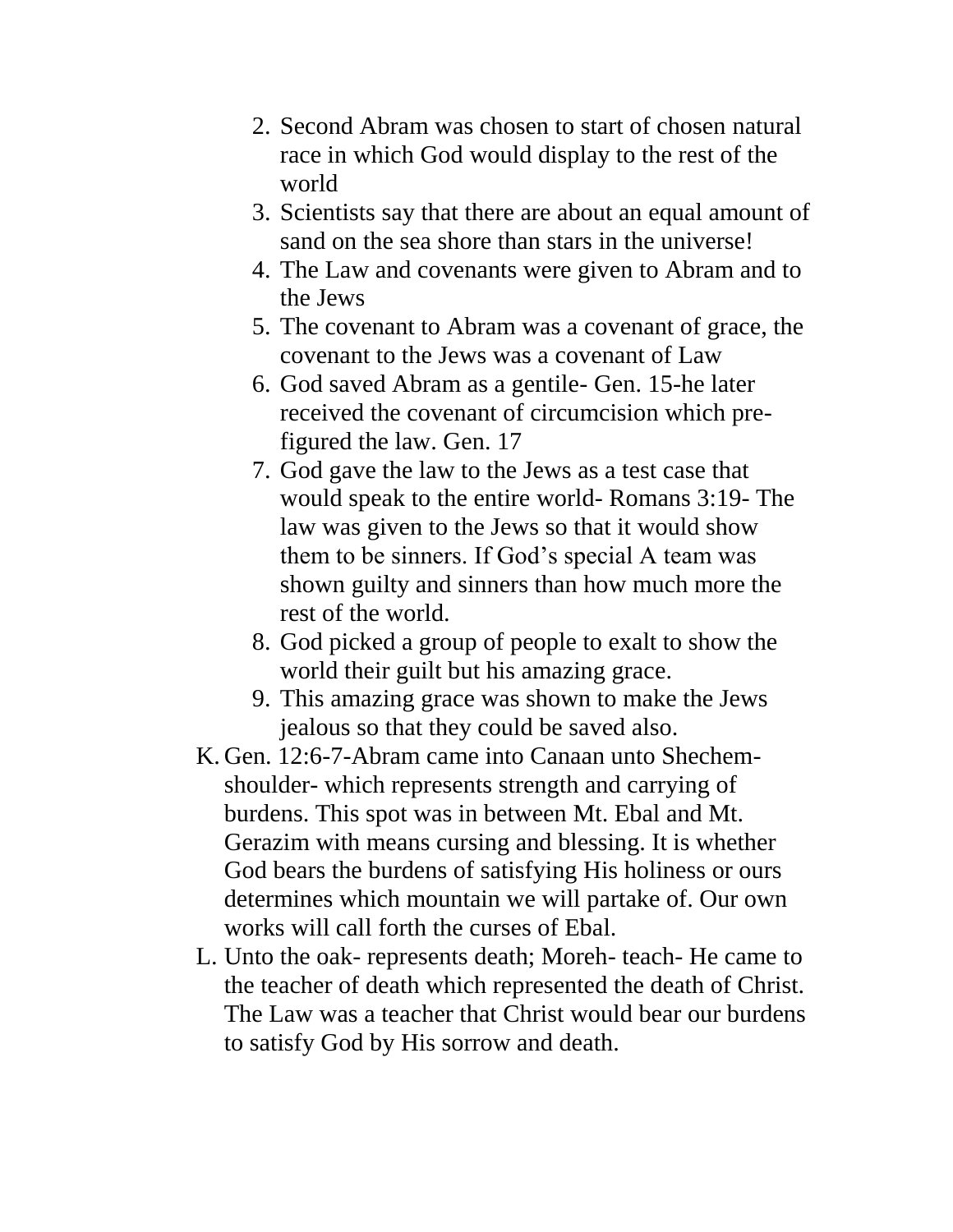2. Second Abram was chosen to start of chosen natural race in which God would display to the rest of the world
   3. Scientists say that there are about an equal amount of sand on the sea shore than stars in the universe!
   4. The Law and covenants were given to Abram and to the Jews
   5. The covenant to Abram was a covenant of grace, the covenant to the Jews was a covenant of Law
   6. God saved Abram as a gentile- Gen. 15-he later received the covenant of circumcision which pre-figured the law. Gen. 17
   7. God gave the law to the Jews as a test case that would speak to the entire world- Romans 3:19- The law was given to the Jews so that it would show them to be sinners. If God's special A team was shown guilty and sinners than how much more the rest of the world.
   8. God picked a group of people to exalt to show the world their guilt but his amazing grace.
   9. This amazing grace was shown to make the Jews jealous so that they could be saved also.

K. Gen. 12:6-7-Abram came into Canaan unto Shechem- shoulder- which represents strength and carrying of burdens. This spot was in between Mt. Ebal and Mt. Gerazim with means cursing and blessing. It is whether God bears the burdens of satisfying His holiness or ours determines which mountain we will partake of. Our own works will call forth the curses of Ebal.

L. Unto the oak- represents death; Moreh- teach- He came to the teacher of death which represented the death of Christ. The Law was a teacher that Christ would bear our burdens to satisfy God by His sorrow and death.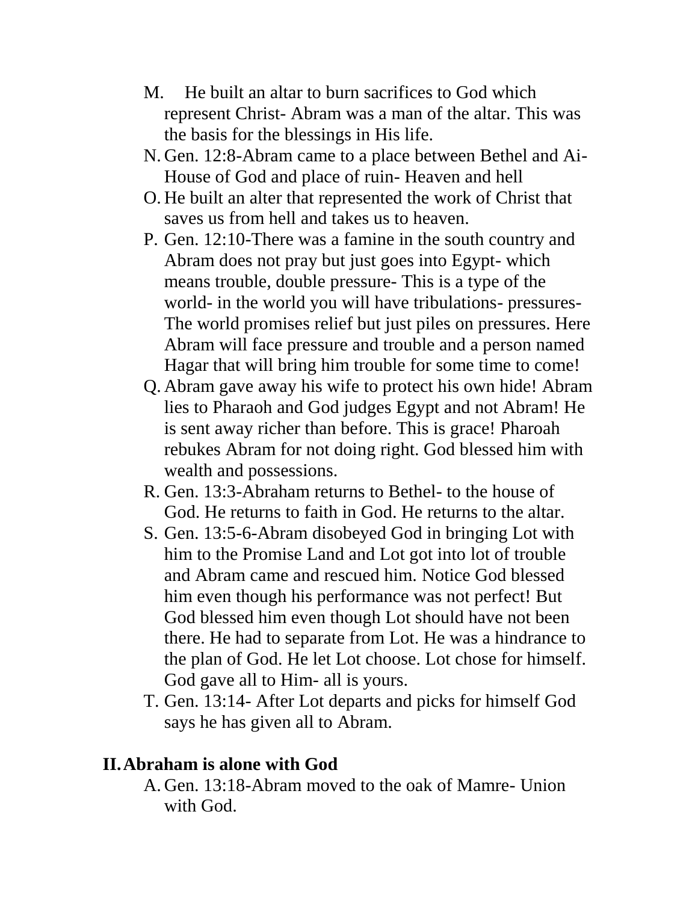M. He built an altar to burn sacrifices to God which represent Christ- Abram was a man of the altar. This was the basis for the blessings in His life.

N. Gen. 12:8-Abram came to a place between Bethel and Ai- House of God and place of ruin- Heaven and hell

O. He built an alter that represented the work of Christ that saves us from hell and takes us to heaven.

P. Gen. 12:10-There was a famine in the south country and Abram does not pray but just goes into Egypt- which means trouble, double pressure- This is a type of the world- in the world you will have tribulations- pressures- The world promises relief but just piles on pressures. Here Abram will face pressure and trouble and a person named Hagar that will bring him trouble for some time to come!

Q. Abram gave away his wife to protect his own hide! Abram lies to Pharaoh and God judges Egypt and not Abram! He is sent away richer than before. This is grace! Pharoah rebukes Abram for not doing right. God blessed him with wealth and possessions.

R. Gen. 13:3-Abraham returns to Bethel- to the house of God. He returns to faith in God. He returns to the altar.

S. Gen. 13:5-6-Abram disobeyed God in bringing Lot with him to the Promise Land and Lot got into lot of trouble and Abram came and rescued him. Notice God blessed him even though his performance was not perfect! But God blessed him even though Lot should have not been there. He had to separate from Lot. He was a hindrance to the plan of God. He let Lot choose. Lot chose for himself. God gave all to Him- all is yours.

T. Gen. 13:14- After Lot departs and picks for himself God says he has given all to Abram.

## II. Abraham is alone with God

A. Gen. 13:18-Abram moved to the oak of Mamre- Union with God.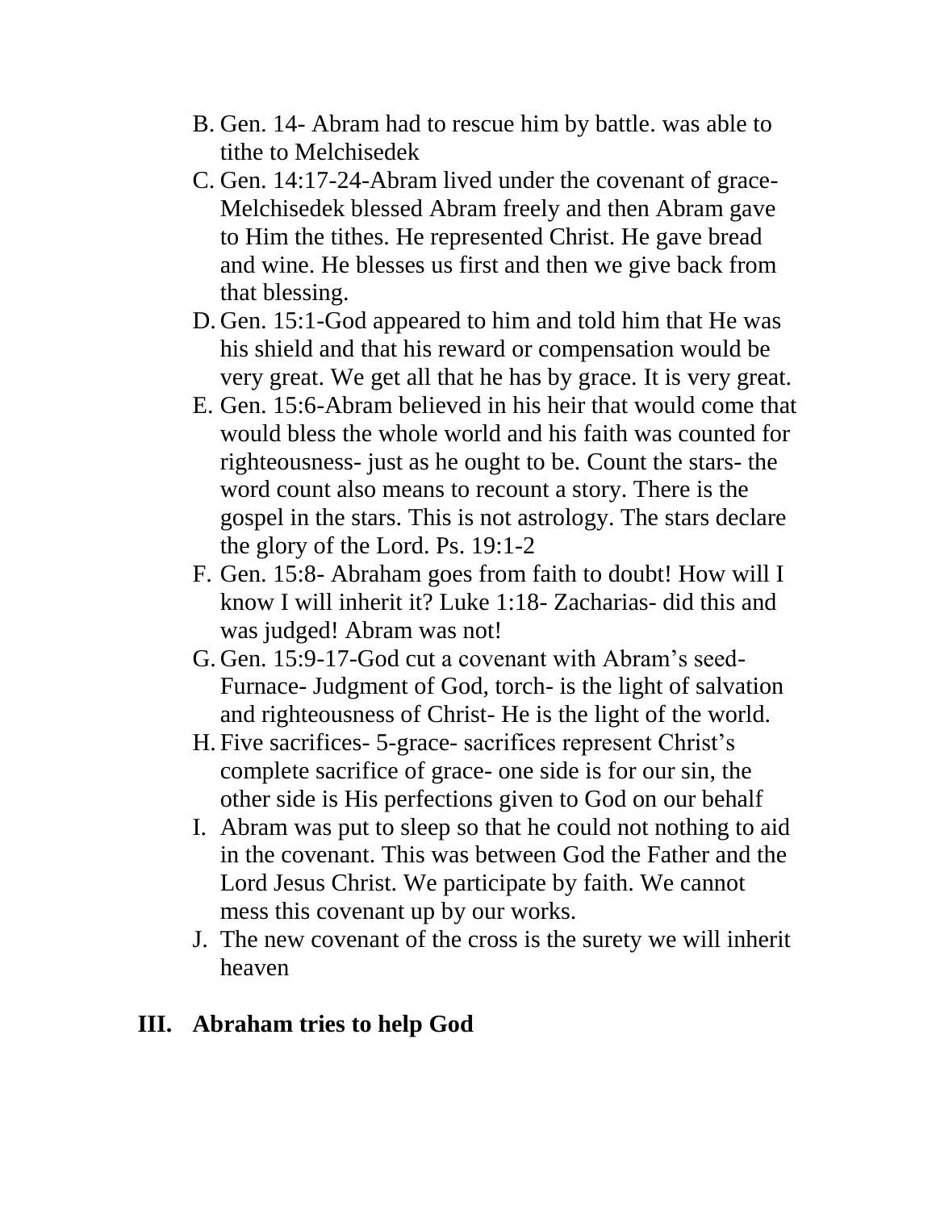B. Gen. 14- Abram had to rescue him by battle. was able to tithe to Melchisedek

C. Gen. 14:17-24-Abram lived under the covenant of grace- Melchisedek blessed Abram freely and then Abram gave to Him the tithes. He represented Christ. He gave bread and wine. He blesses us first and then we give back from that blessing.

D. Gen. 15:1-God appeared to him and told him that He was his shield and that his reward or compensation would be very great. We get all that he has by grace. It is very great.

E. Gen. 15:6-Abram believed in his heir that would come that would bless the whole world and his faith was counted for righteousness- just as he ought to be. Count the stars- the word count also means to recount a story. There is the gospel in the stars. This is not astrology. The stars declare the glory of the Lord. Ps. 19:1-2

F. Gen. 15:8- Abraham goes from faith to doubt! How will I know I will inherit it? Luke 1:18- Zacharias- did this and was judged! Abram was not!

G. Gen. 15:9-17-God cut a covenant with Abram's seed- Furnace- Judgment of God, torch- is the light of salvation and righteousness of Christ- He is the light of the world.

H. Five sacrifices- 5-grace- sacrifices represent Christ's complete sacrifice of grace- one side is for our sin, the other side is His perfections given to God on our behalf

I. Abram was put to sleep so that he could not nothing to aid in the covenant. This was between God the Father and the Lord Jesus Christ. We participate by faith. We cannot mess this covenant up by our works.

J. The new covenant of the cross is the surety we will inherit heaven

## III. Abraham tries to help God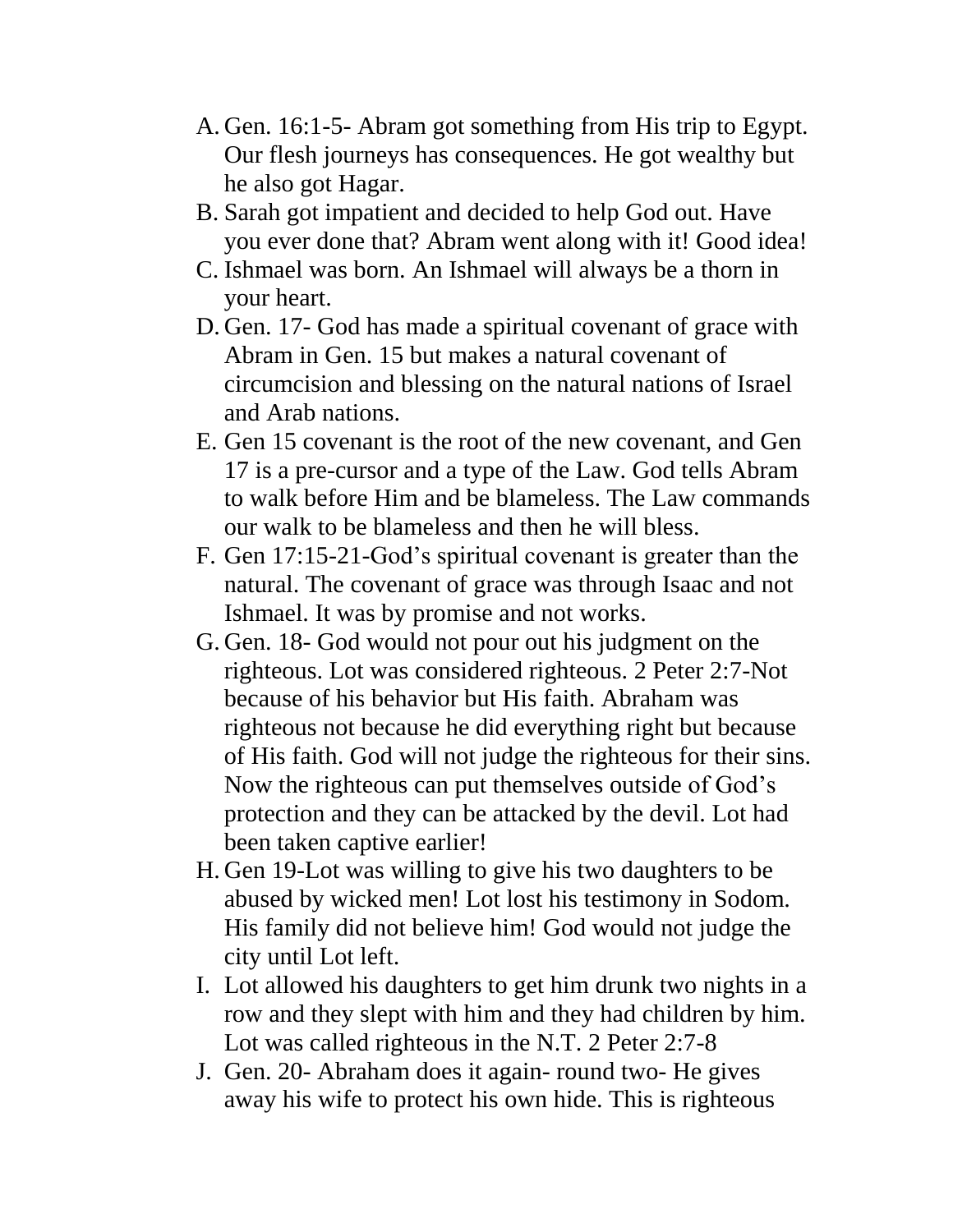A. Gen. 16:1-5- Abram got something from His trip to Egypt. Our flesh journeys has consequences. He got wealthy but he also got Hagar.
B. Sarah got impatient and decided to help God out. Have you ever done that? Abram went along with it! Good idea!
C. Ishmael was born. An Ishmael will always be a thorn in your heart.
D. Gen. 17- God has made a spiritual covenant of grace with Abram in Gen. 15 but makes a natural covenant of circumcision and blessing on the natural nations of Israel and Arab nations.
E. Gen 15 covenant is the root of the new covenant, and Gen 17 is a pre-cursor and a type of the Law. God tells Abram to walk before Him and be blameless. The Law commands our walk to be blameless and then he will bless.
F. Gen 17:15-21-God's spiritual covenant is greater than the natural. The covenant of grace was through Isaac and not Ishmael. It was by promise and not works.
G. Gen. 18- God would not pour out his judgment on the righteous. Lot was considered righteous. 2 Peter 2:7-Not because of his behavior but His faith. Abraham was righteous not because he did everything right but because of His faith. God will not judge the righteous for their sins. Now the righteous can put themselves outside of God's protection and they can be attacked by the devil. Lot had been taken captive earlier!
H. Gen 19-Lot was willing to give his two daughters to be abused by wicked men! Lot lost his testimony in Sodom. His family did not believe him! God would not judge the city until Lot left.
I. Lot allowed his daughters to get him drunk two nights in a row and they slept with him and they had children by him. Lot was called righteous in the N.T. 2 Peter 2:7-8
J. Gen. 20- Abraham does it again- round two- He gives away his wife to protect his own hide. This is righteous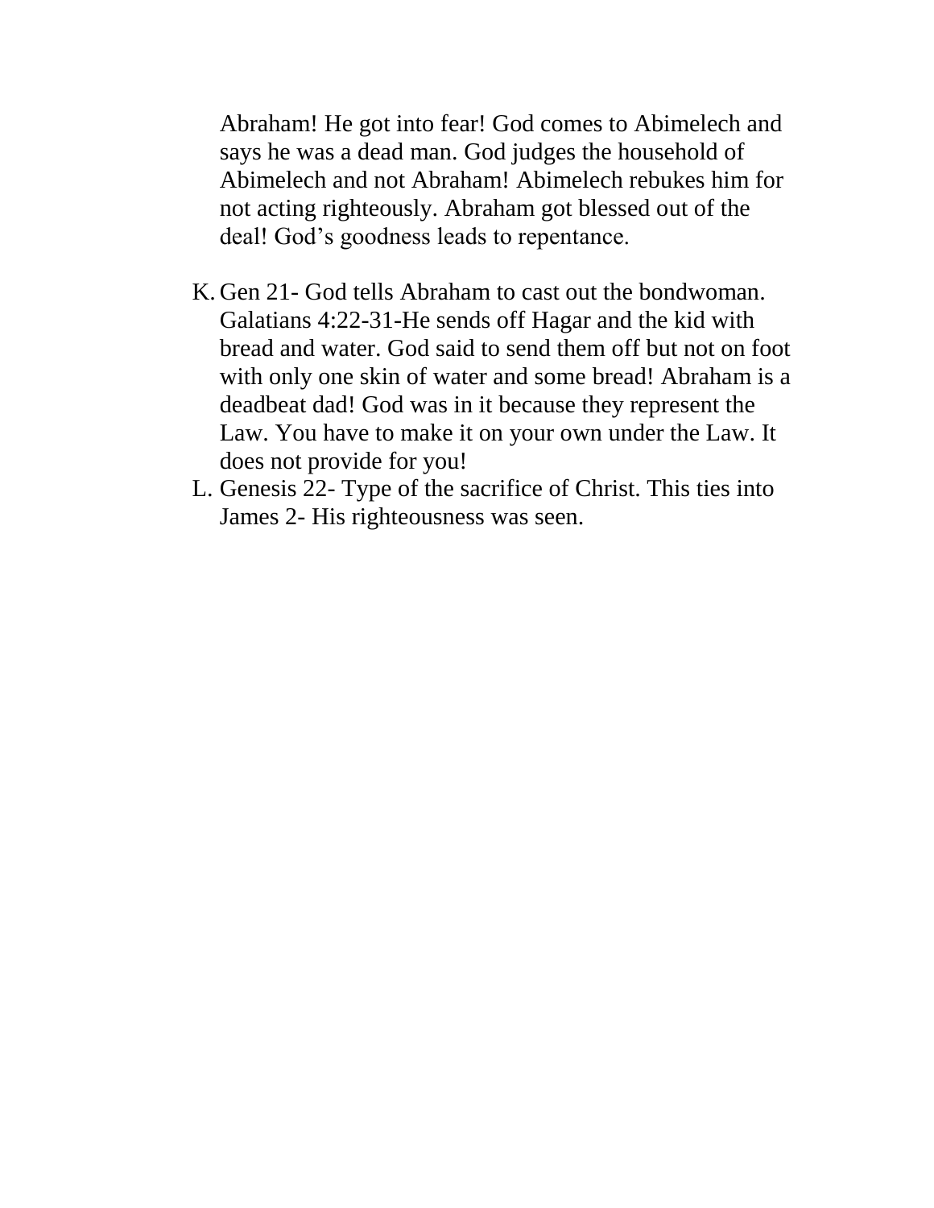Abraham! He got into fear! God comes to Abimelech and says he was a dead man. God judges the household of Abimelech and not Abraham! Abimelech rebukes him for not acting righteously. Abraham got blessed out of the deal! God's goodness leads to repentance.

K. Gen 21- God tells Abraham to cast out the bondwoman. Galatians 4:22-31-He sends off Hagar and the kid with bread and water. God said to send them off but not on foot with only one skin of water and some bread! Abraham is a deadbeat dad! God was in it because they represent the Law. You have to make it on your own under the Law. It does not provide for you!
L. Genesis 22- Type of the sacrifice of Christ. This ties into James 2- His righteousness was seen.